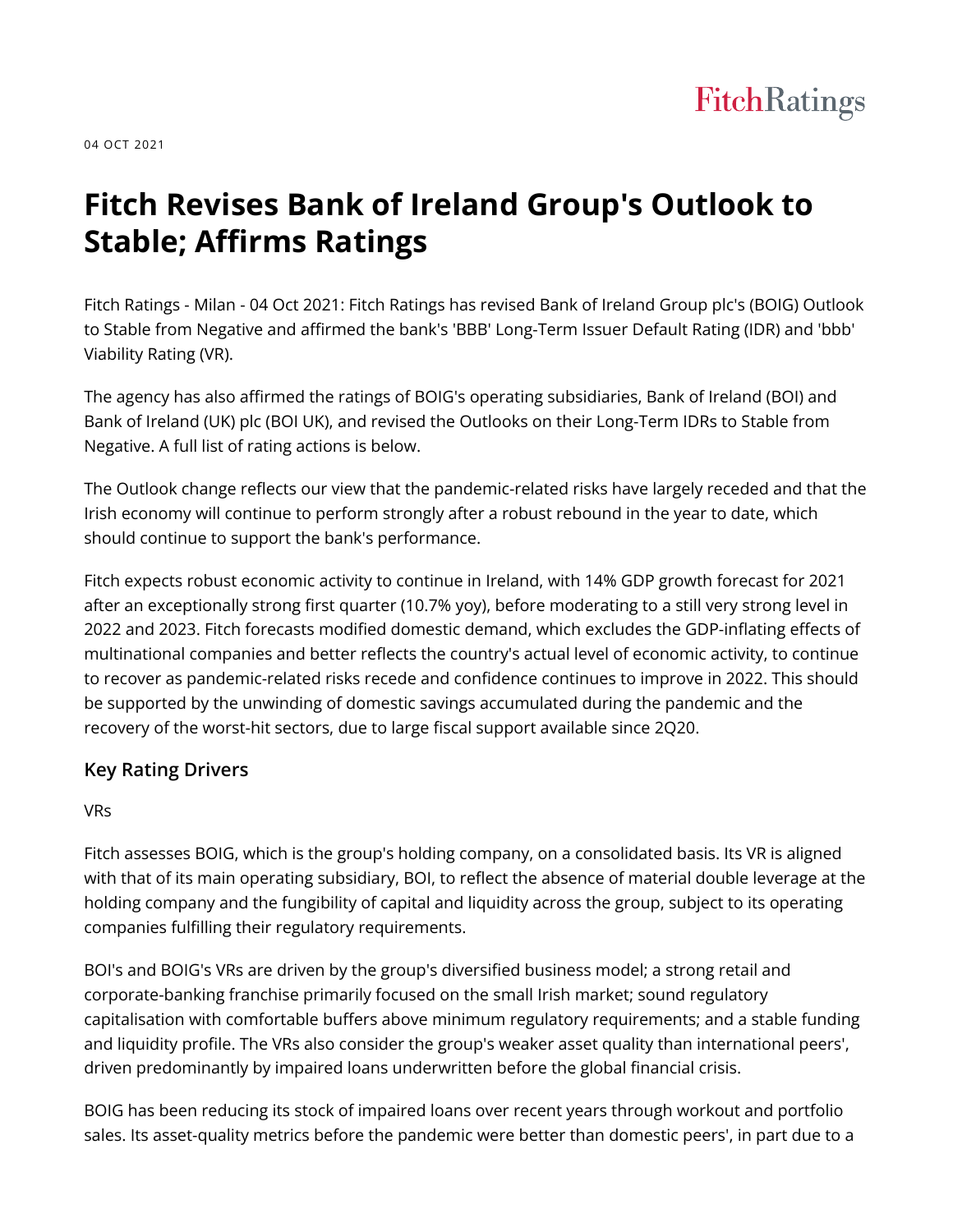04 OCT 2021

# Fitch Revises Bank of Ireland Group's Outlook to Stable; Affirms Ratings

Fitch Ratings - Milan - 04 Oct 2021: Fitch Ratings has revised Bank of Ireland Group plc's (BOIG) Outlook to Stable from Negative and affirmed the bank's 'BBB' Long-Term Issuer Default Rating (IDR) and 'bbb' Viability Rating (VR).

The agency has also affirmed the ratings of BOIG's operating subsidiaries, Bank of Ireland (BOI) and Bank of Ireland (UK) plc (BOI UK), and revised the Outlooks on their Long-Term IDRs to Stable from Negative. A full list of rating actions is below.

The Outlook change reflects our view that the pandemic-related risks have largely receded and that the Irish economy will continue to perform strongly after a robust rebound in the year to date, which should continue to support the bank's performance.

Fitch expects robust economic activity to continue in Ireland, with 14% GDP growth forecast for 2021 after an exceptionally strong first quarter (10.7% yoy), before moderating to a still very strong level in 2022 and 2023. Fitch forecasts modified domestic demand, which excludes the GDP-inflating effects of multinational companies and better reflects the country's actual level of economic activity, to continue to recover as pandemic-related risks recede and confidence continues to improve in 2022. This should be supported by the unwinding of domestic savings accumulated during the pandemic and the recovery of the worst-hit sectors, due to large fiscal support available since 2Q20.

## Key Rating Drivers

VRs

Fitch assesses BOIG, which is the group's holding company, on a consolidated basis. Its VR is aligned with that of its main operating subsidiary, BOI, to reflect the absence of material double leverage at the holding company and the fungibility of capital and liquidity across the group, subject to its operating companies fulfilling their regulatory requirements.

BOI's and BOIG's VRs are driven by the group's diversified business model; a strong retail and corporate-banking franchise primarily focused on the small Irish market; sound regulatory capitalisation with comfortable buffers above minimum regulatory requirements; and a stable funding and liquidity profile. The VRs also consider the group's weaker asset quality than international peers', driven predominantly by impaired loans underwritten before the global financial crisis.

BOIG has been reducing its stock of impaired loans over recent years through workout and portfolio sales. Its asset-quality metrics before the pandemic were better than domestic peers', in part due to a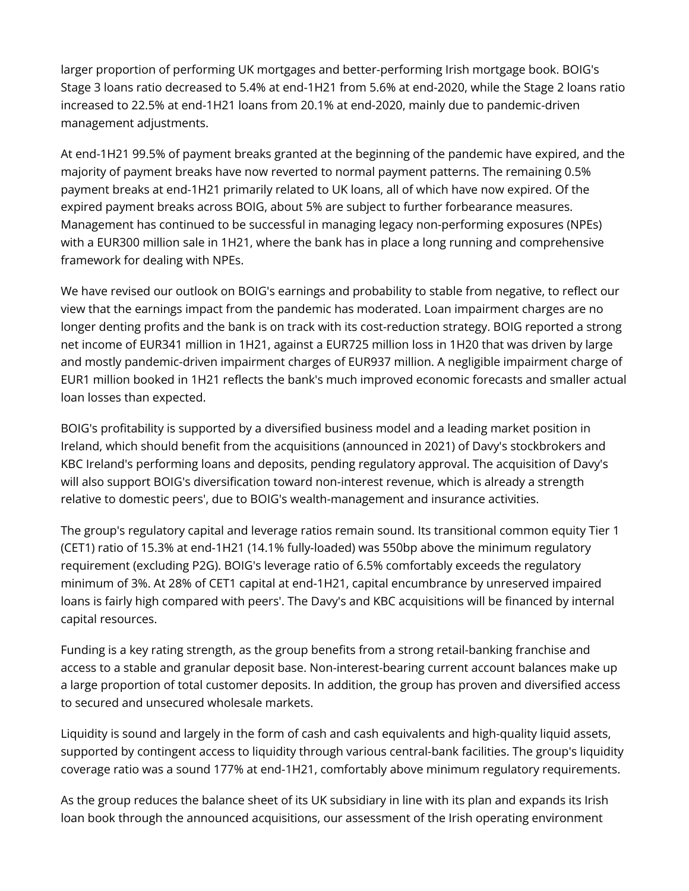larger proportion of performing UK mortgages and better-performing Irish mortgage book. BOIG's Stage 3 loans ratio decreased to 5.4% at end-1H21 from 5.6% at end-2020, while the Stage 2 loans ratio increased to 22.5% at end-1H21 loans from 20.1% at end-2020, mainly due to pandemic-driven management adjustments.

At end-1H21 99.5% of payment breaks granted at the beginning of the pandemic have expired, and the majority of payment breaks have now reverted to normal payment patterns. The remaining 0.5% payment breaks at end-1H21 primarily related to UK loans, all of which have now expired. Of the expired payment breaks across BOIG, about 5% are subject to further forbearance measures. Management has continued to be successful in managing legacy non-performing exposures (NPEs) with a EUR300 million sale in 1H21, where the bank has in place a long running and comprehensive framework for dealing with NPEs.

We have revised our outlook on BOIG's earnings and probability to stable from negative, to reflect our view that the earnings impact from the pandemic has moderated. Loan impairment charges are no longer denting profits and the bank is on track with its cost-reduction strategy. BOIG reported a strong net income of EUR341 million in 1H21, against a EUR725 million loss in 1H20 that was driven by large and mostly pandemic-driven impairment charges of EUR937 million. A negligible impairment charge of EUR1 million booked in 1H21 reflects the bank's much improved economic forecasts and smaller actual loan losses than expected.

BOIG's profitability is supported by a diversified business model and a leading market position in Ireland, which should benefit from the acquisitions (announced in 2021) of Davy's stockbrokers and KBC Ireland's performing loans and deposits, pending regulatory approval. The acquisition of Davy's will also support BOIG's diversification toward non-interest revenue, which is already a strength relative to domestic peers', due to BOIG's wealth-management and insurance activities.

The group's regulatory capital and leverage ratios remain sound. Its transitional common equity Tier 1 (CET1) ratio of 15.3% at end-1H21 (14.1% fully-loaded) was 550bp above the minimum regulatory requirement (excluding P2G). BOIG's leverage ratio of 6.5% comfortably exceeds the regulatory minimum of 3%. At 28% of CET1 capital at end-1H21, capital encumbrance by unreserved impaired loans is fairly high compared with peers'. The Davy's and KBC acquisitions will be financed by internal capital resources.

Funding is a key rating strength, as the group benefits from a strong retail-banking franchise and access to a stable and granular deposit base. Non-interest-bearing current account balances make up a large proportion of total customer deposits. In addition, the group has proven and diversified access to secured and unsecured wholesale markets.

Liquidity is sound and largely in the form of cash and cash equivalents and high-quality liquid assets, supported by contingent access to liquidity through various central-bank facilities. The group's liquidity coverage ratio was a sound 177% at end-1H21, comfortably above minimum regulatory requirements.

As the group reduces the balance sheet of its UK subsidiary in line with its plan and expands its Irish loan book through the announced acquisitions, our assessment of the Irish operating environment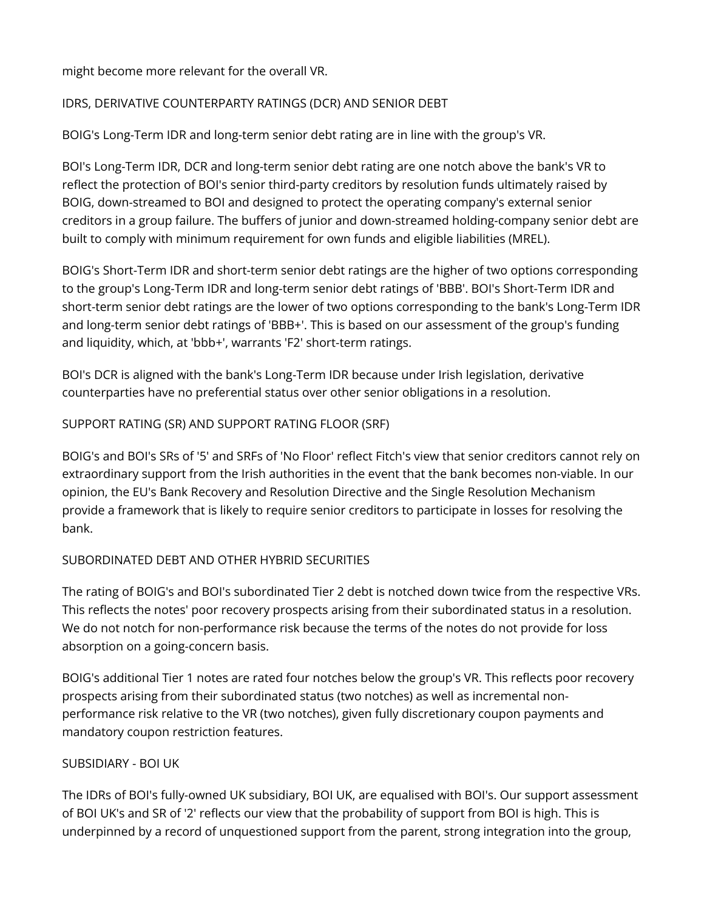might become more relevant for the overall VR.

## IDRS, DERIVATIVE COUNTERPARTY RATINGS (DCR) AND SENIOR DEBT

BOIG's Long-Term IDR and long-term senior debt rating are in line with the group's VR.

BOI's Long-Term IDR, DCR and long-term senior debt rating are one notch above the bank's VR to reflect the protection of BOI's senior third-party creditors by resolution funds ultimately raised by BOIG, down-streamed to BOI and designed to protect the operating company's external senior creditors in a group failure. The buffers of junior and down-streamed holding-company senior debt are built to comply with minimum requirement for own funds and eligible liabilities (MREL).

BOIG's Short-Term IDR and short-term senior debt ratings are the higher of two options corresponding to the group's Long-Term IDR and long-term senior debt ratings of 'BBB'. BOI's Short-Term IDR and short-term senior debt ratings are the lower of two options corresponding to the bank's Long-Term IDR and long-term senior debt ratings of 'BBB+'. This is based on our assessment of the group's funding and liquidity, which, at 'bbb+', warrants 'F2' short-term ratings.

BOI's DCR is aligned with the bank's Long-Term IDR because under Irish legislation, derivative counterparties have no preferential status over other senior obligations in a resolution.

## SUPPORT RATING (SR) AND SUPPORT RATING FLOOR (SRF)

BOIG's and BOI's SRs of '5' and SRFs of 'No Floor' reflect Fitch's view that senior creditors cannot rely on extraordinary support from the Irish authorities in the event that the bank becomes non-viable. In our opinion, the EU's Bank Recovery and Resolution Directive and the Single Resolution Mechanism provide a framework that is likely to require senior creditors to participate in losses for resolving the bank.

## SUBORDINATED DEBT AND OTHER HYBRID SECURITIES

The rating of BOIG's and BOI's subordinated Tier 2 debt is notched down twice from the respective VRs. This reflects the notes' poor recovery prospects arising from their subordinated status in a resolution. We do not notch for non-performance risk because the terms of the notes do not provide for loss absorption on a going-concern basis.

BOIG's additional Tier 1 notes are rated four notches below the group's VR. This reflects poor recovery prospects arising from their subordinated status (two notches) as well as incremental non-performance risk relative to the VR (two notches), given fully discretionary coupon payments and mandatory coupon restriction features.

## SUBSIDIARY - BOI UK

The IDRs of BOI's fully-owned UK subsidiary, BOI UK, are equalised with BOI's. Our support assessment of BOI UK's and SR of '2' reflects our view that the probability of support from BOI is high. This is underpinned by a record of unquestioned support from the parent, strong integration into the group,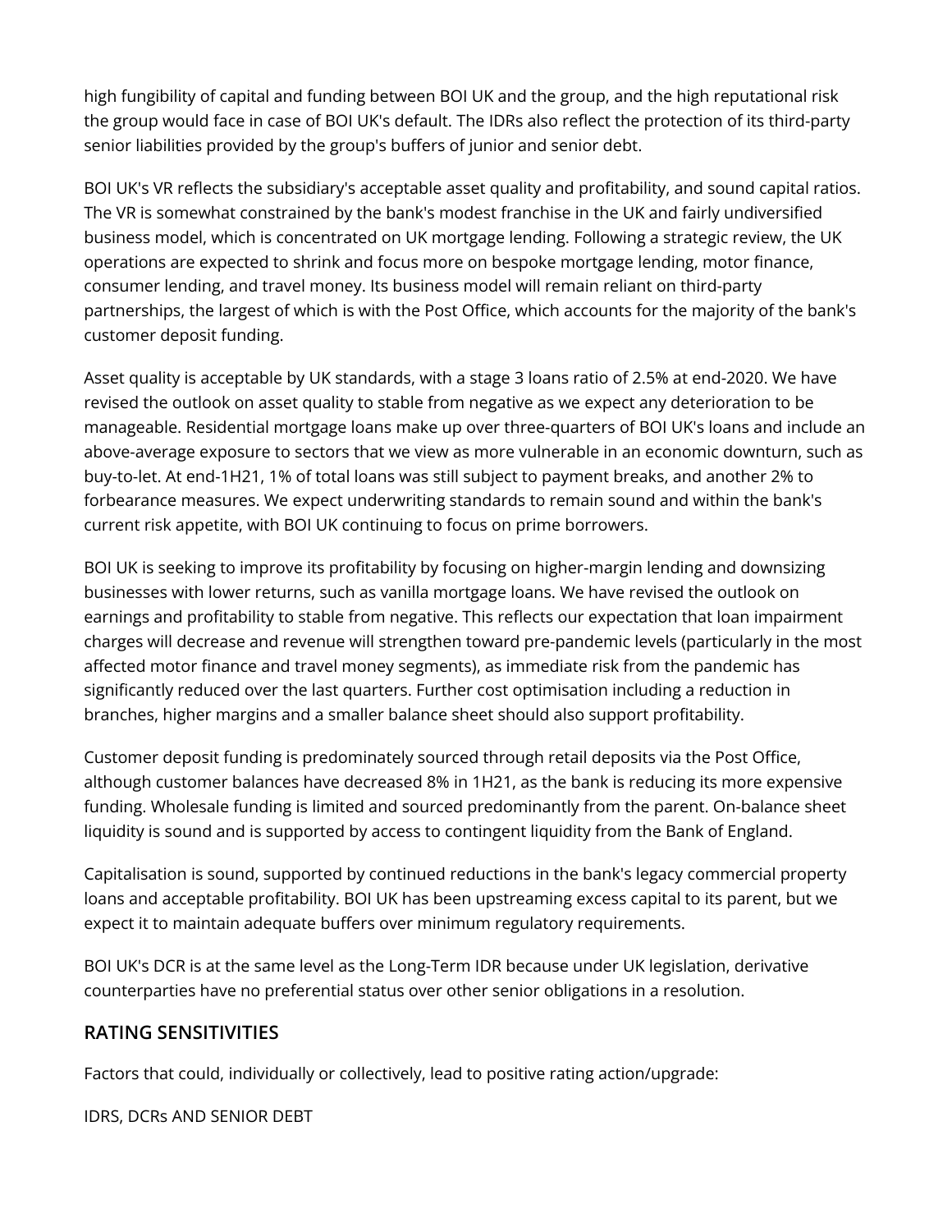high fungibility of capital and funding between BOI UK and the group, and the high reputational risk the group would face in case of BOI UK's default. The IDRs also reflect the protection of its third-party senior liabilities provided by the group's buffers of junior and senior debt.

BOI UK's VR reflects the subsidiary's acceptable asset quality and profitability, and sound capital ratios. The VR is somewhat constrained by the bank's modest franchise in the UK and fairly undiversified business model, which is concentrated on UK mortgage lending. Following a strategic review, the UK operations are expected to shrink and focus more on bespoke mortgage lending, motor finance, consumer lending, and travel money. Its business model will remain reliant on third-party partnerships, the largest of which is with the Post Office, which accounts for the majority of the bank's customer deposit funding.

Asset quality is acceptable by UK standards, with a stage 3 loans ratio of 2.5% at end-2020. We have revised the outlook on asset quality to stable from negative as we expect any deterioration to be manageable. Residential mortgage loans make up over three-quarters of BOI UK's loans and include an above-average exposure to sectors that we view as more vulnerable in an economic downturn, such as buy-to-let. At end-1H21, 1% of total loans was still subject to payment breaks, and another 2% to forbearance measures. We expect underwriting standards to remain sound and within the bank's current risk appetite, with BOI UK continuing to focus on prime borrowers.

BOI UK is seeking to improve its profitability by focusing on higher-margin lending and downsizing businesses with lower returns, such as vanilla mortgage loans. We have revised the outlook on earnings and profitability to stable from negative. This reflects our expectation that loan impairment charges will decrease and revenue will strengthen toward pre-pandemic levels (particularly in the most affected motor finance and travel money segments), as immediate risk from the pandemic has significantly reduced over the last quarters. Further cost optimisation including a reduction in branches, higher margins and a smaller balance sheet should also support profitability.

Customer deposit funding is predominately sourced through retail deposits via the Post Office, although customer balances have decreased 8% in 1H21, as the bank is reducing its more expensive funding. Wholesale funding is limited and sourced predominantly from the parent. On-balance sheet liquidity is sound and is supported by access to contingent liquidity from the Bank of England.

Capitalisation is sound, supported by continued reductions in the bank's legacy commercial property loans and acceptable profitability. BOI UK has been upstreaming excess capital to its parent, but we expect it to maintain adequate buffers over minimum regulatory requirements.

BOI UK's DCR is at the same level as the Long-Term IDR because under UK legislation, derivative counterparties have no preferential status over other senior obligations in a resolution.

## RATING SENSITIVITIES

Factors that could, individually or collectively, lead to positive rating action/upgrade:

IDRS, DCRs AND SENIOR DEBT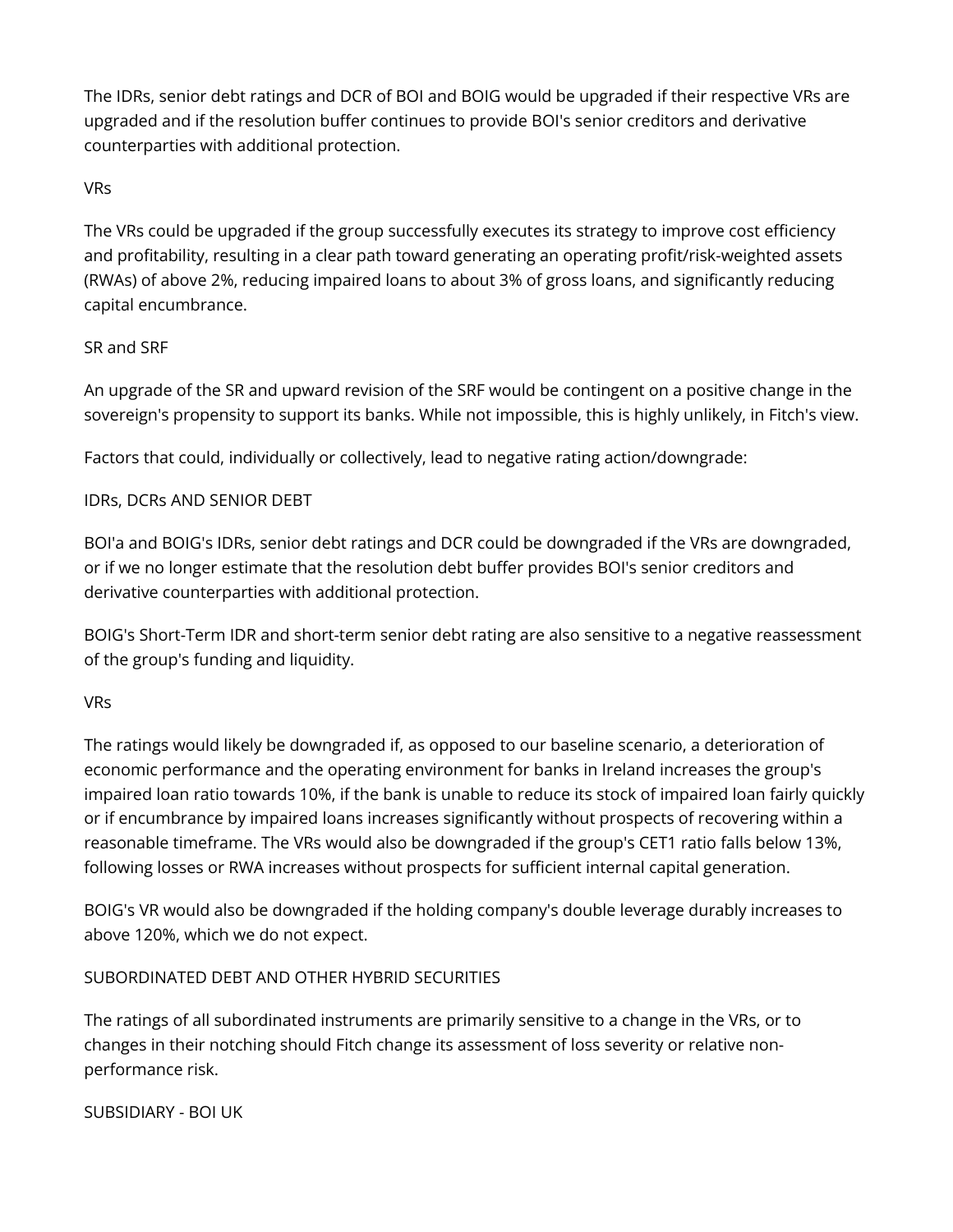The IDRs, senior debt ratings and DCR of BOI and BOIG would be upgraded if their respective VRs are upgraded and if the resolution buffer continues to provide BOI's senior creditors and derivative counterparties with additional protection.

VRs

The VRs could be upgraded if the group successfully executes its strategy to improve cost efficiency and profitability, resulting in a clear path toward generating an operating profit/risk-weighted assets (RWAs) of above 2%, reducing impaired loans to about 3% of gross loans, and significantly reducing capital encumbrance.

SR and SRF

An upgrade of the SR and upward revision of the SRF would be contingent on a positive change in the sovereign's propensity to support its banks. While not impossible, this is highly unlikely, in Fitch's view.

Factors that could, individually or collectively, lead to negative rating action/downgrade:

IDRs, DCRs AND SENIOR DEBT

BOI'a and BOIG's IDRs, senior debt ratings and DCR could be downgraded if the VRs are downgraded, or if we no longer estimate that the resolution debt buffer provides BOI's senior creditors and derivative counterparties with additional protection.

BOIG's Short-Term IDR and short-term senior debt rating are also sensitive to a negative reassessment of the group's funding and liquidity.

VRs

The ratings would likely be downgraded if, as opposed to our baseline scenario, a deterioration of economic performance and the operating environment for banks in Ireland increases the group's impaired loan ratio towards 10%, if the bank is unable to reduce its stock of impaired loan fairly quickly or if encumbrance by impaired loans increases significantly without prospects of recovering within a reasonable timeframe. The VRs would also be downgraded if the group's CET1 ratio falls below 13%, following losses or RWA increases without prospects for sufficient internal capital generation.

BOIG's VR would also be downgraded if the holding company's double leverage durably increases to above 120%, which we do not expect.

SUBORDINATED DEBT AND OTHER HYBRID SECURITIES

The ratings of all subordinated instruments are primarily sensitive to a change in the VRs, or to changes in their notching should Fitch change its assessment of loss severity or relative non-performance risk.

SUBSIDIARY - BOI UK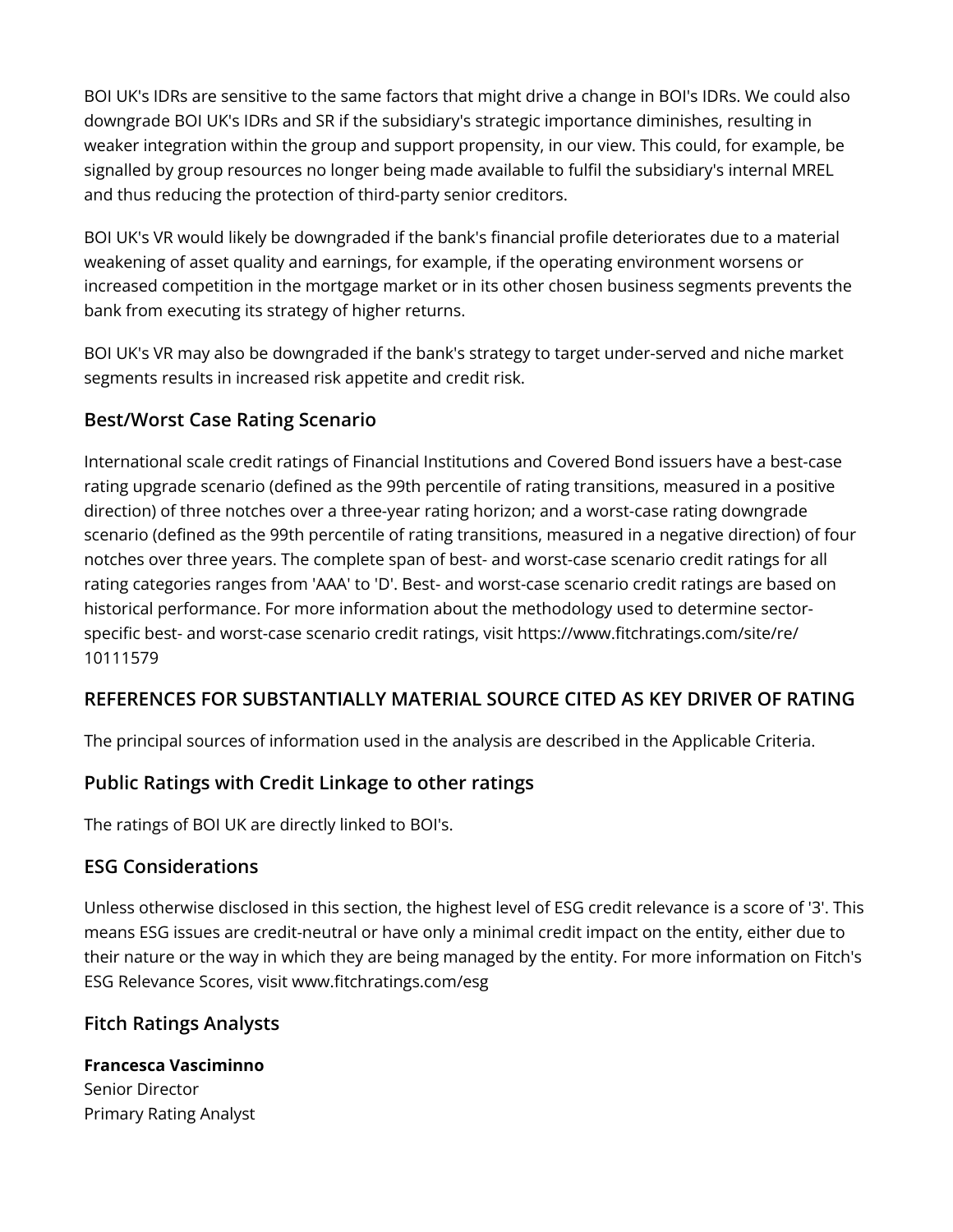BOI UK's IDRs are sensitive to the same factors that might drive a change in BOI's IDRs. We could also downgrade BOI UK's IDRs and SR if the subsidiary's strategic importance diminishes, resulting in weaker integration within the group and support propensity, in our view. This could, for example, be signalled by group resources no longer being made available to fulfil the subsidiary's internal MREL and thus reducing the protection of third-party senior creditors.

BOI UK's VR would likely be downgraded if the bank's financial profile deteriorates due to a material weakening of asset quality and earnings, for example, if the operating environment worsens or increased competition in the mortgage market or in its other chosen business segments prevents the bank from executing its strategy of higher returns.

BOI UK's VR may also be downgraded if the bank's strategy to target under-served and niche market segments results in increased risk appetite and credit risk.

## Best/Worst Case Rating Scenario

International scale credit ratings of Financial Institutions and Covered Bond issuers have a best-case rating upgrade scenario (defined as the 99th percentile of rating transitions, measured in a positive direction) of three notches over a three-year rating horizon; and a worst-case rating downgrade scenario (defined as the 99th percentile of rating transitions, measured in a negative direction) of four notches over three years. The complete span of best- and worst-case scenario credit ratings for all rating categories ranges from 'AAA' to 'D'. Best- and worst-case scenario credit ratings are based on historical performance. For more information about the methodology used to determine sector-specific best- and worst-case scenario credit ratings, visit https://www.fitchratings.com/site/re/10111579

## REFERENCES FOR SUBSTANTIALLY MATERIAL SOURCE CITED AS KEY DRIVER OF RATING

The principal sources of information used in the analysis are described in the Applicable Criteria.

## Public Ratings with Credit Linkage to other ratings

The ratings of BOI UK are directly linked to BOI's.

## ESG Considerations

Unless otherwise disclosed in this section, the highest level of ESG credit relevance is a score of '3'. This means ESG issues are credit-neutral or have only a minimal credit impact on the entity, either due to their nature or the way in which they are being managed by the entity. For more information on Fitch's ESG Relevance Scores, visit www.fitchratings.com/esg

## Fitch Ratings Analysts

**Francesca Vasciminno**
Senior Director
Primary Rating Analyst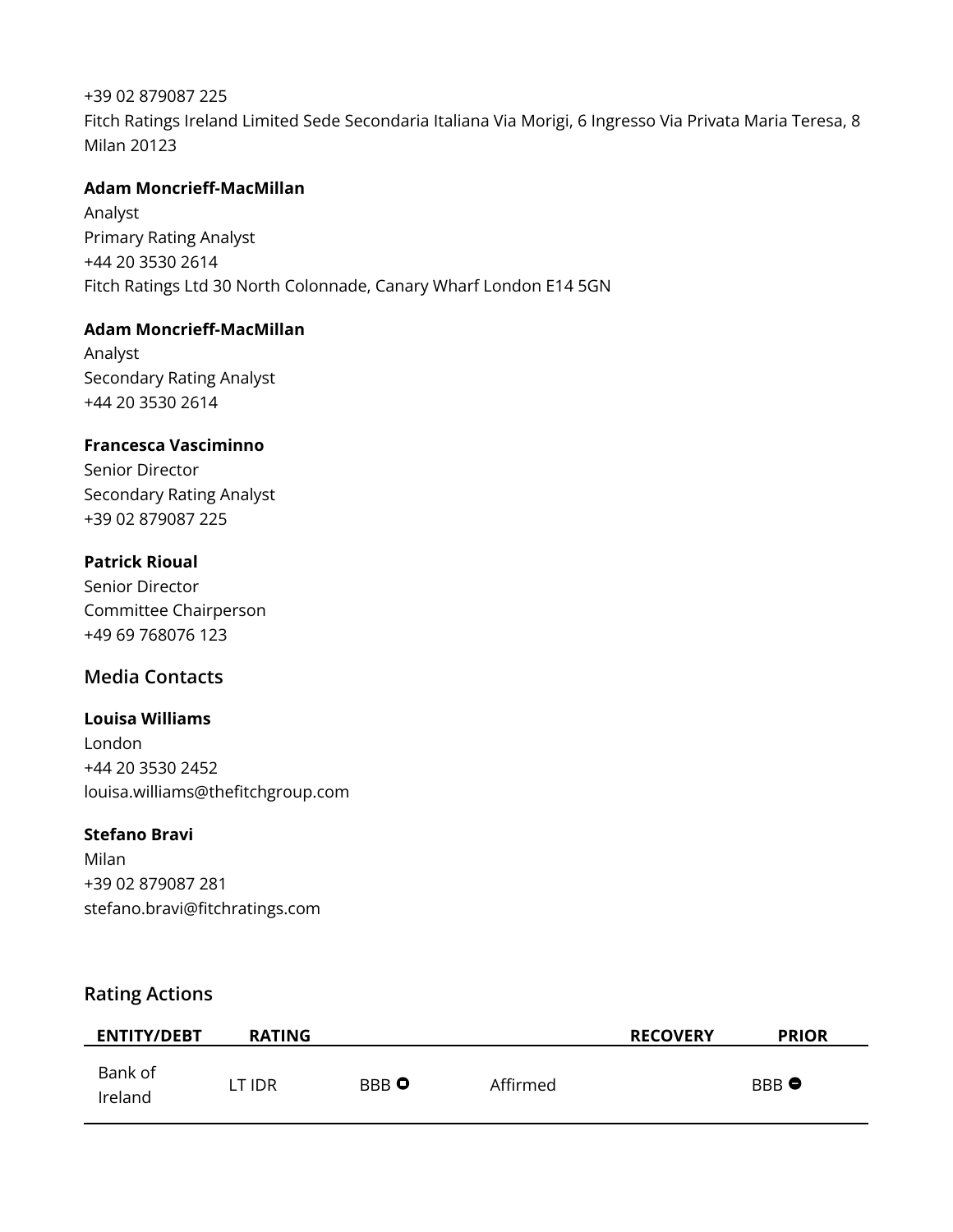+39 02 879087 225
Fitch Ratings Ireland Limited Sede Secondaria Italiana Via Morigi, 6 Ingresso Via Privata Maria Teresa, 8 Milan 20123

**Adam Moncrieff-MacMillan**
Analyst
Primary Rating Analyst
+44 20 3530 2614
Fitch Ratings Ltd 30 North Colonnade, Canary Wharf London E14 5GN

**Adam Moncrieff-MacMillan**
Analyst
Secondary Rating Analyst
+44 20 3530 2614

**Francesca Vasciminno**
Senior Director
Secondary Rating Analyst
+39 02 879087 225

**Patrick Rioual**
Senior Director
Committee Chairperson
+49 69 768076 123

## Media Contacts

**Louisa Williams**
London
+44 20 3530 2452
louisa.williams@thefitchgroup.com

**Stefano Bravi**
Milan
+39 02 879087 281
stefano.bravi@fitchratings.com

## Rating Actions

| ENTITY/DEBT | RATING | | | RECOVERY | PRIOR |
|---|---|---|---|---|---|
| Bank of Ireland | LT IDR | BBB ⭘ | Affirmed | | BBB ⊖ |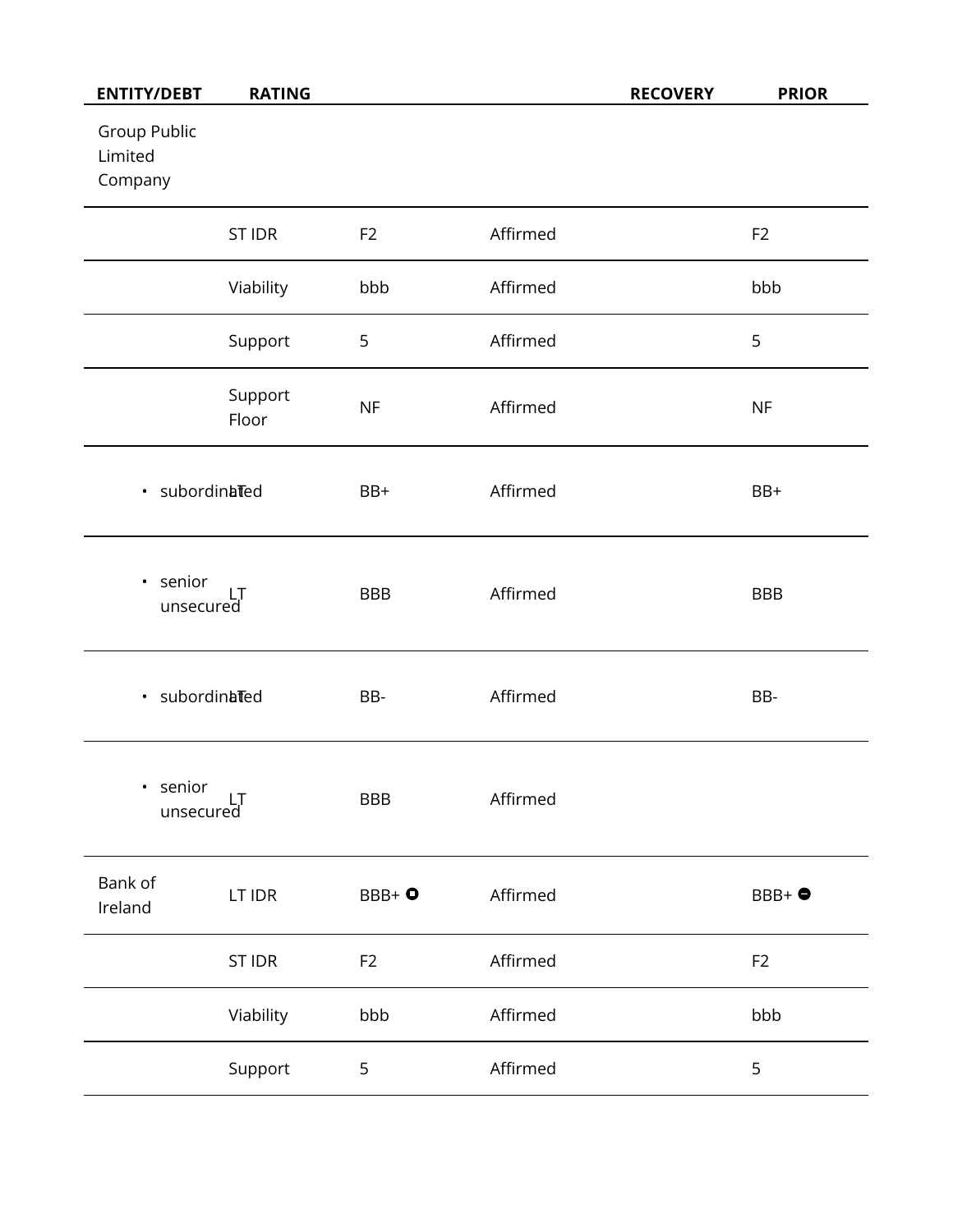| ENTITY/DEBT | RATING | | | RECOVERY | PRIOR |
|---|---|---|---|---|---|
| Group Public Limited Company | | | | | |
| | ST IDR | F2 | Affirmed | | F2 |
| | Viability | bbb | Affirmed | | bbb |
| | Support | 5 | Affirmed | | 5 |
| | Support Floor | NF | Affirmed | | NF |
| • subordinated | LT | BB+ | Affirmed | | BB+ |
| • senior unsecured | LT | BBB | Affirmed | | BBB |
| • subordinated | LT | BB- | Affirmed | | BB- |
| • senior unsecured | LT | BBB | Affirmed | | |
| Bank of Ireland | LT IDR | BBB+ ◘ | Affirmed | | BBB+ ⊖ |
| | ST IDR | F2 | Affirmed | | F2 |
| | Viability | bbb | Affirmed | | bbb |
| | Support | 5 | Affirmed | | 5 |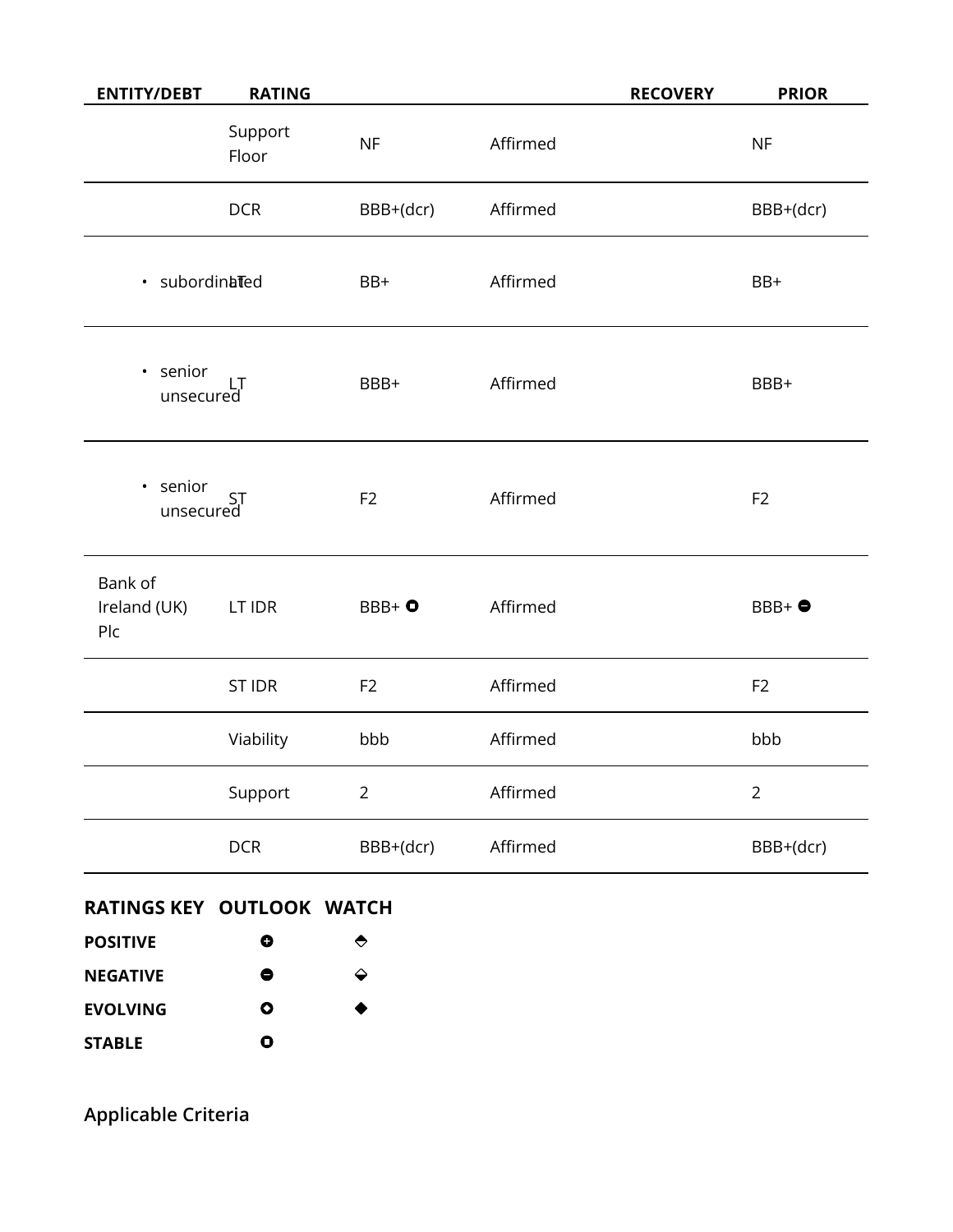| ENTITY/DEBT | RATING | | | RECOVERY | PRIOR |
|---|---|---|---|---|---|
| | Support Floor | NF | Affirmed | | NF |
| | DCR | BBB+(dcr) | Affirmed | | BBB+(dcr) |
| • subordinated | LT | BB+ | Affirmed | | BB+ |
| • senior unsecured | LT | BBB+ | Affirmed | | BBB+ |
| • senior unsecured | ST | F2 | Affirmed | | F2 |
| Bank of Ireland (UK) Plc | LT IDR | BBB+ (Stable) | Affirmed | | BBB+ (Negative) |
| | ST IDR | F2 | Affirmed | | F2 |
| | Viability | bbb | Affirmed | | bbb |
| | Support | 2 | Affirmed | | 2 |
| | DCR | BBB+(dcr) | Affirmed | | BBB+(dcr) |

| RATINGS KEY | OUTLOOK | WATCH |
|---|---|---|
| POSITIVE | ⊕ | ⬘ |
| NEGATIVE | ⊖ | ⬙ |
| EVOLVING | ⊙ | ◆ |
| STABLE | ⊡ | |

## Applicable Criteria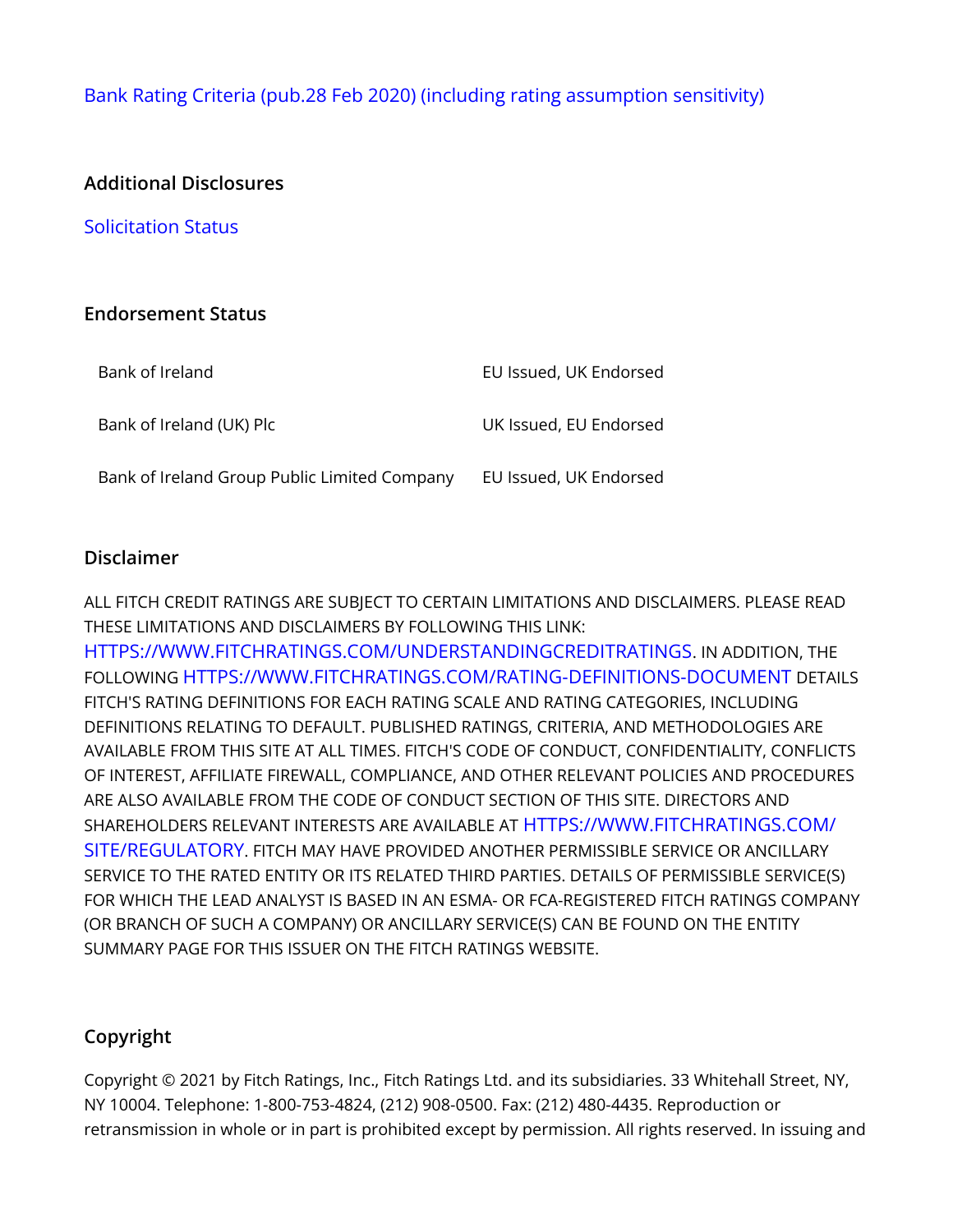Bank Rating Criteria (pub.28 Feb 2020) (including rating assumption sensitivity)

## Additional Disclosures

Solicitation Status

## Endorsement Status

| | |
|---|---|
| Bank of Ireland | EU Issued, UK Endorsed |
| Bank of Ireland (UK) Plc | UK Issued, EU Endorsed |
| Bank of Ireland Group Public Limited Company | EU Issued, UK Endorsed |

## Disclaimer

ALL FITCH CREDIT RATINGS ARE SUBJECT TO CERTAIN LIMITATIONS AND DISCLAIMERS. PLEASE READ THESE LIMITATIONS AND DISCLAIMERS BY FOLLOWING THIS LINK: HTTPS://WWW.FITCHRATINGS.COM/UNDERSTANDINGCREDITRATINGS. IN ADDITION, THE FOLLOWING HTTPS://WWW.FITCHRATINGS.COM/RATING-DEFINITIONS-DOCUMENT DETAILS FITCH'S RATING DEFINITIONS FOR EACH RATING SCALE AND RATING CATEGORIES, INCLUDING DEFINITIONS RELATING TO DEFAULT. PUBLISHED RATINGS, CRITERIA, AND METHODOLOGIES ARE AVAILABLE FROM THIS SITE AT ALL TIMES. FITCH'S CODE OF CONDUCT, CONFIDENTIALITY, CONFLICTS OF INTEREST, AFFILIATE FIREWALL, COMPLIANCE, AND OTHER RELEVANT POLICIES AND PROCEDURES ARE ALSO AVAILABLE FROM THE CODE OF CONDUCT SECTION OF THIS SITE. DIRECTORS AND SHAREHOLDERS RELEVANT INTERESTS ARE AVAILABLE AT HTTPS://WWW.FITCHRATINGS.COM/SITE/REGULATORY. FITCH MAY HAVE PROVIDED ANOTHER PERMISSIBLE SERVICE OR ANCILLARY SERVICE TO THE RATED ENTITY OR ITS RELATED THIRD PARTIES. DETAILS OF PERMISSIBLE SERVICE(S) FOR WHICH THE LEAD ANALYST IS BASED IN AN ESMA- OR FCA-REGISTERED FITCH RATINGS COMPANY (OR BRANCH OF SUCH A COMPANY) OR ANCILLARY SERVICE(S) CAN BE FOUND ON THE ENTITY SUMMARY PAGE FOR THIS ISSUER ON THE FITCH RATINGS WEBSITE.

## Copyright

Copyright © 2021 by Fitch Ratings, Inc., Fitch Ratings Ltd. and its subsidiaries. 33 Whitehall Street, NY, NY 10004. Telephone: 1-800-753-4824, (212) 908-0500. Fax: (212) 480-4435. Reproduction or retransmission in whole or in part is prohibited except by permission. All rights reserved. In issuing and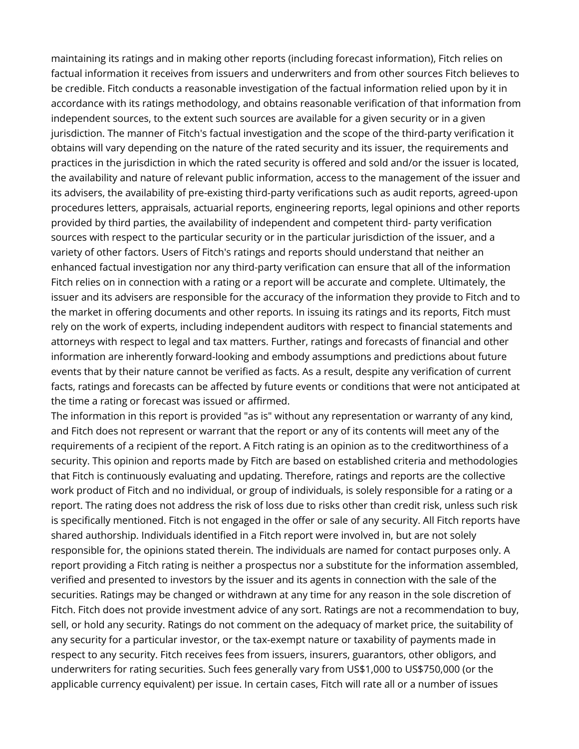maintaining its ratings and in making other reports (including forecast information), Fitch relies on factual information it receives from issuers and underwriters and from other sources Fitch believes to be credible. Fitch conducts a reasonable investigation of the factual information relied upon by it in accordance with its ratings methodology, and obtains reasonable verification of that information from independent sources, to the extent such sources are available for a given security or in a given jurisdiction. The manner of Fitch's factual investigation and the scope of the third-party verification it obtains will vary depending on the nature of the rated security and its issuer, the requirements and practices in the jurisdiction in which the rated security is offered and sold and/or the issuer is located, the availability and nature of relevant public information, access to the management of the issuer and its advisers, the availability of pre-existing third-party verifications such as audit reports, agreed-upon procedures letters, appraisals, actuarial reports, engineering reports, legal opinions and other reports provided by third parties, the availability of independent and competent third- party verification sources with respect to the particular security or in the particular jurisdiction of the issuer, and a variety of other factors. Users of Fitch's ratings and reports should understand that neither an enhanced factual investigation nor any third-party verification can ensure that all of the information Fitch relies on in connection with a rating or a report will be accurate and complete. Ultimately, the issuer and its advisers are responsible for the accuracy of the information they provide to Fitch and to the market in offering documents and other reports. In issuing its ratings and its reports, Fitch must rely on the work of experts, including independent auditors with respect to financial statements and attorneys with respect to legal and tax matters. Further, ratings and forecasts of financial and other information are inherently forward-looking and embody assumptions and predictions about future events that by their nature cannot be verified as facts. As a result, despite any verification of current facts, ratings and forecasts can be affected by future events or conditions that were not anticipated at the time a rating or forecast was issued or affirmed.

The information in this report is provided "as is" without any representation or warranty of any kind, and Fitch does not represent or warrant that the report or any of its contents will meet any of the requirements of a recipient of the report. A Fitch rating is an opinion as to the creditworthiness of a security. This opinion and reports made by Fitch are based on established criteria and methodologies that Fitch is continuously evaluating and updating. Therefore, ratings and reports are the collective work product of Fitch and no individual, or group of individuals, is solely responsible for a rating or a report. The rating does not address the risk of loss due to risks other than credit risk, unless such risk is specifically mentioned. Fitch is not engaged in the offer or sale of any security. All Fitch reports have shared authorship. Individuals identified in a Fitch report were involved in, but are not solely responsible for, the opinions stated therein. The individuals are named for contact purposes only. A report providing a Fitch rating is neither a prospectus nor a substitute for the information assembled, verified and presented to investors by the issuer and its agents in connection with the sale of the securities. Ratings may be changed or withdrawn at any time for any reason in the sole discretion of Fitch. Fitch does not provide investment advice of any sort. Ratings are not a recommendation to buy, sell, or hold any security. Ratings do not comment on the adequacy of market price, the suitability of any security for a particular investor, or the tax-exempt nature or taxability of payments made in respect to any security. Fitch receives fees from issuers, insurers, guarantors, other obligors, and underwriters for rating securities. Such fees generally vary from US$1,000 to US$750,000 (or the applicable currency equivalent) per issue. In certain cases, Fitch will rate all or a number of issues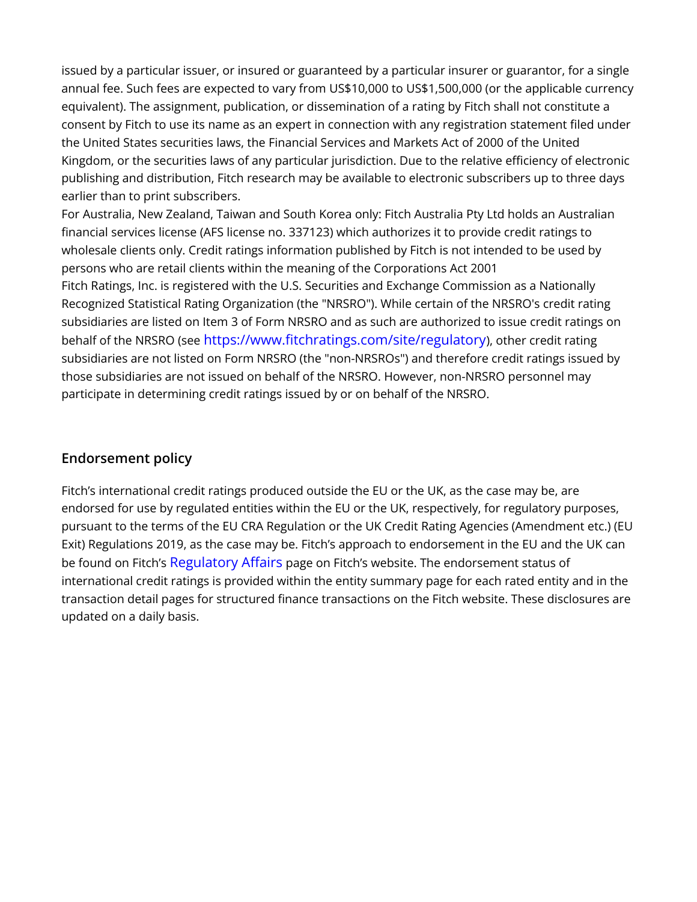issued by a particular issuer, or insured or guaranteed by a particular insurer or guarantor, for a single annual fee. Such fees are expected to vary from US$10,000 to US$1,500,000 (or the applicable currency equivalent). The assignment, publication, or dissemination of a rating by Fitch shall not constitute a consent by Fitch to use its name as an expert in connection with any registration statement filed under the United States securities laws, the Financial Services and Markets Act of 2000 of the United Kingdom, or the securities laws of any particular jurisdiction. Due to the relative efficiency of electronic publishing and distribution, Fitch research may be available to electronic subscribers up to three days earlier than to print subscribers.

For Australia, New Zealand, Taiwan and South Korea only: Fitch Australia Pty Ltd holds an Australian financial services license (AFS license no. 337123) which authorizes it to provide credit ratings to wholesale clients only. Credit ratings information published by Fitch is not intended to be used by persons who are retail clients within the meaning of the Corporations Act 2001

Fitch Ratings, Inc. is registered with the U.S. Securities and Exchange Commission as a Nationally Recognized Statistical Rating Organization (the "NRSRO"). While certain of the NRSRO's credit rating subsidiaries are listed on Item 3 of Form NRSRO and as such are authorized to issue credit ratings on behalf of the NRSRO (see https://www.fitchratings.com/site/regulatory), other credit rating subsidiaries are not listed on Form NRSRO (the "non-NRSROs") and therefore credit ratings issued by those subsidiaries are not issued on behalf of the NRSRO. However, non-NRSRO personnel may participate in determining credit ratings issued by or on behalf of the NRSRO.

## Endorsement policy

Fitch's international credit ratings produced outside the EU or the UK, as the case may be, are endorsed for use by regulated entities within the EU or the UK, respectively, for regulatory purposes, pursuant to the terms of the EU CRA Regulation or the UK Credit Rating Agencies (Amendment etc.) (EU Exit) Regulations 2019, as the case may be. Fitch's approach to endorsement in the EU and the UK can be found on Fitch's Regulatory Affairs page on Fitch's website. The endorsement status of international credit ratings is provided within the entity summary page for each rated entity and in the transaction detail pages for structured finance transactions on the Fitch website. These disclosures are updated on a daily basis.